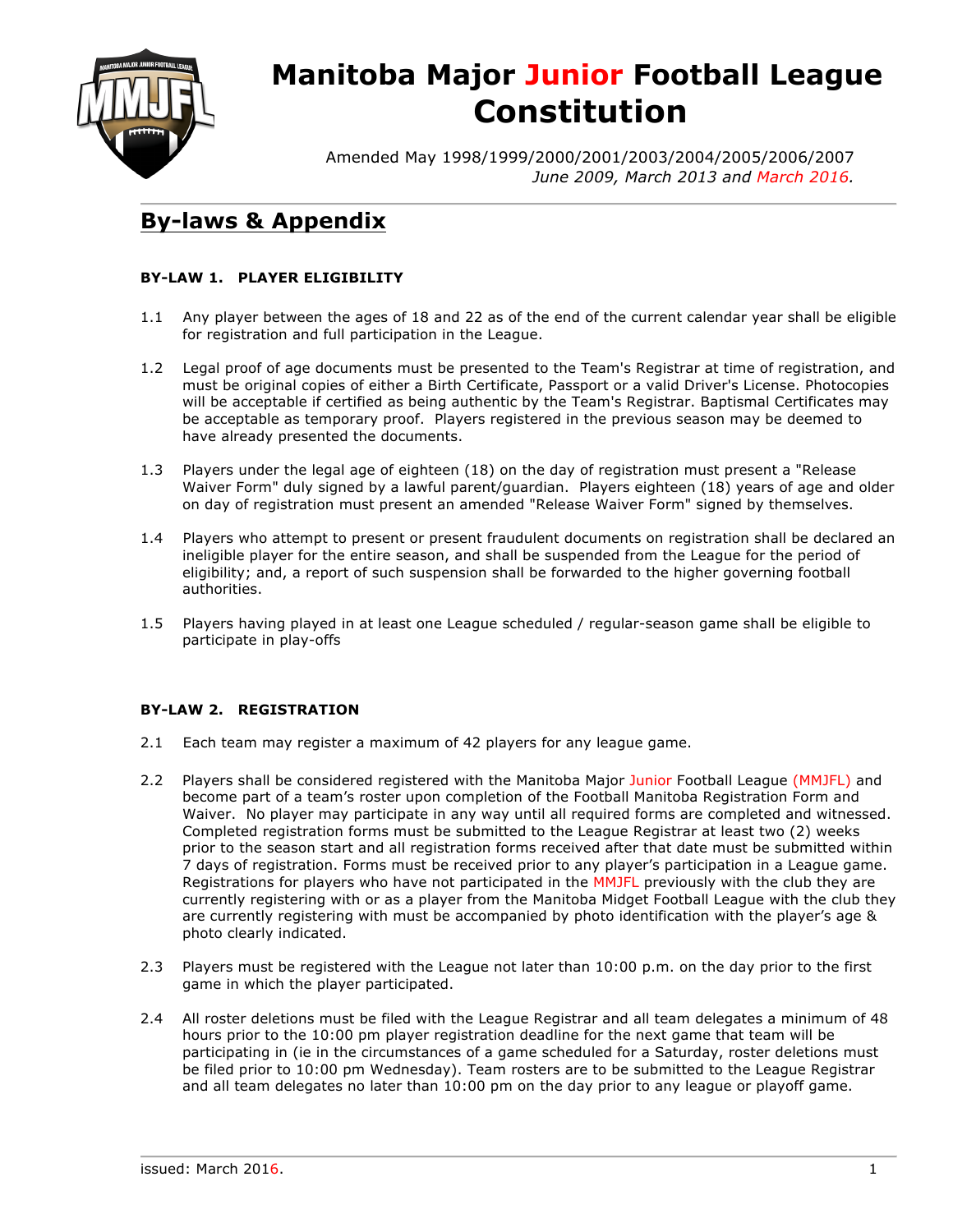# Manitoba Major Junior Football League Constitution

Amended May 1998/1999/2000/2001/2003/2004/2005/2006/2007
*June 2009, March 2013 and March 2016.*

## By-laws & Appendix

### BY-LAW 1. PLAYER ELIGIBILITY

1.1 Any player between the ages of 18 and 22 as of the end of the current calendar year shall be eligible for registration and full participation in the League.

1.2 Legal proof of age documents must be presented to the Team's Registrar at time of registration, and must be original copies of either a Birth Certificate, Passport or a valid Driver's License. Photocopies will be acceptable if certified as being authentic by the Team's Registrar. Baptismal Certificates may be acceptable as temporary proof. Players registered in the previous season may be deemed to have already presented the documents.

1.3 Players under the legal age of eighteen (18) on the day of registration must present a "Release Waiver Form" duly signed by a lawful parent/guardian. Players eighteen (18) years of age and older on day of registration must present an amended "Release Waiver Form" signed by themselves.

1.4 Players who attempt to present or present fraudulent documents on registration shall be declared an ineligible player for the entire season, and shall be suspended from the League for the period of eligibility; and, a report of such suspension shall be forwarded to the higher governing football authorities.

1.5 Players having played in at least one League scheduled / regular-season game shall be eligible to participate in play-offs

### BY-LAW 2. REGISTRATION

2.1 Each team may register a maximum of 42 players for any league game.

2.2 Players shall be considered registered with the Manitoba Major Junior Football League (MMJFL) and become part of a team's roster upon completion of the Football Manitoba Registration Form and Waiver. No player may participate in any way until all required forms are completed and witnessed. Completed registration forms must be submitted to the League Registrar at least two (2) weeks prior to the season start and all registration forms received after that date must be submitted within 7 days of registration. Forms must be received prior to any player's participation in a League game. Registrations for players who have not participated in the MMJFL previously with the club they are currently registering with or as a player from the Manitoba Midget Football League with the club they are currently registering with must be accompanied by photo identification with the player's age & photo clearly indicated.

2.3 Players must be registered with the League not later than 10:00 p.m. on the day prior to the first game in which the player participated.

2.4 All roster deletions must be filed with the League Registrar and all team delegates a minimum of 48 hours prior to the 10:00 pm player registration deadline for the next game that team will be participating in (ie in the circumstances of a game scheduled for a Saturday, roster deletions must be filed prior to 10:00 pm Wednesday). Team rosters are to be submitted to the League Registrar and all team delegates no later than 10:00 pm on the day prior to any league or playoff game.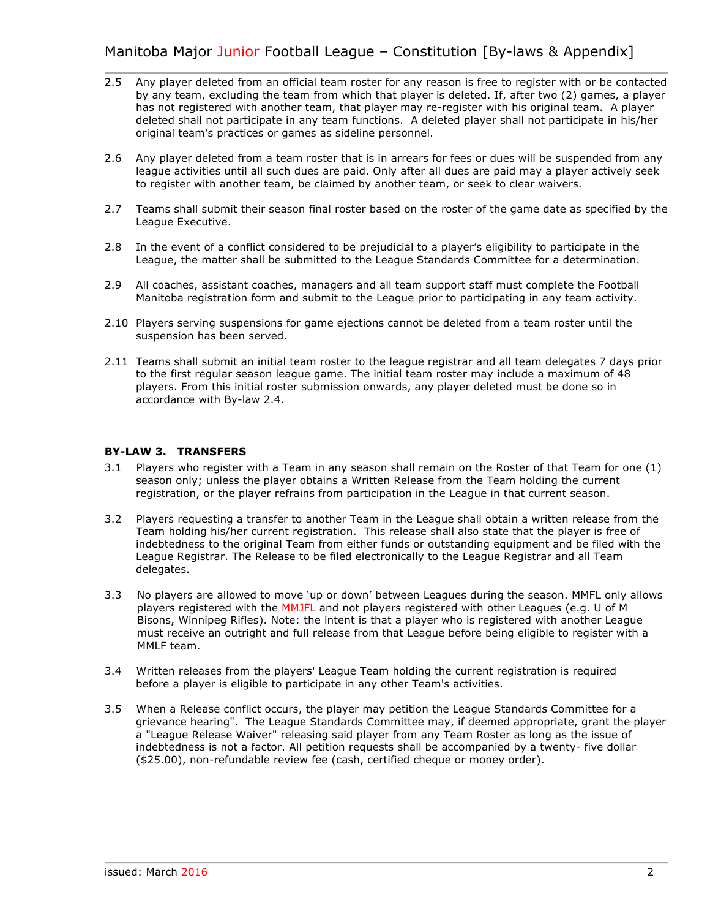2.5 Any player deleted from an official team roster for any reason is free to register with or be contacted by any team, excluding the team from which that player is deleted. If, after two (2) games, a player has not registered with another team, that player may re-register with his original team. A player deleted shall not participate in any team functions. A deleted player shall not participate in his/her original team's practices or games as sideline personnel.

2.6 Any player deleted from a team roster that is in arrears for fees or dues will be suspended from any league activities until all such dues are paid. Only after all dues are paid may a player actively seek to register with another team, be claimed by another team, or seek to clear waivers.

2.7 Teams shall submit their season final roster based on the roster of the game date as specified by the League Executive.

2.8 In the event of a conflict considered to be prejudicial to a player's eligibility to participate in the League, the matter shall be submitted to the League Standards Committee for a determination.

2.9 All coaches, assistant coaches, managers and all team support staff must complete the Football Manitoba registration form and submit to the League prior to participating in any team activity.

2.10 Players serving suspensions for game ejections cannot be deleted from a team roster until the suspension has been served.

2.11 Teams shall submit an initial team roster to the league registrar and all team delegates 7 days prior to the first regular season league game. The initial team roster may include a maximum of 48 players. From this initial roster submission onwards, any player deleted must be done so in accordance with By-law 2.4.

**BY-LAW 3. TRANSFERS**

3.1 Players who register with a Team in any season shall remain on the Roster of that Team for one (1) season only; unless the player obtains a Written Release from the Team holding the current registration, or the player refrains from participation in the League in that current season.

3.2 Players requesting a transfer to another Team in the League shall obtain a written release from the Team holding his/her current registration. This release shall also state that the player is free of indebtedness to the original Team from either funds or outstanding equipment and be filed with the League Registrar. The Release to be filed electronically to the League Registrar and all Team delegates.

3.3 No players are allowed to move 'up or down' between Leagues during the season. MMFL only allows players registered with the MMJFL and not players registered with other Leagues (e.g. U of M Bisons, Winnipeg Rifles). Note: the intent is that a player who is registered with another League must receive an outright and full release from that League before being eligible to register with a MMLF team.

3.4 Written releases from the players' League Team holding the current registration is required before a player is eligible to participate in any other Team's activities.

3.5 When a Release conflict occurs, the player may petition the League Standards Committee for a grievance hearing". The League Standards Committee may, if deemed appropriate, grant the player a "League Release Waiver" releasing said player from any Team Roster as long as the issue of indebtedness is not a factor. All petition requests shall be accompanied by a twenty- five dollar ($25.00), non-refundable review fee (cash, certified cheque or money order).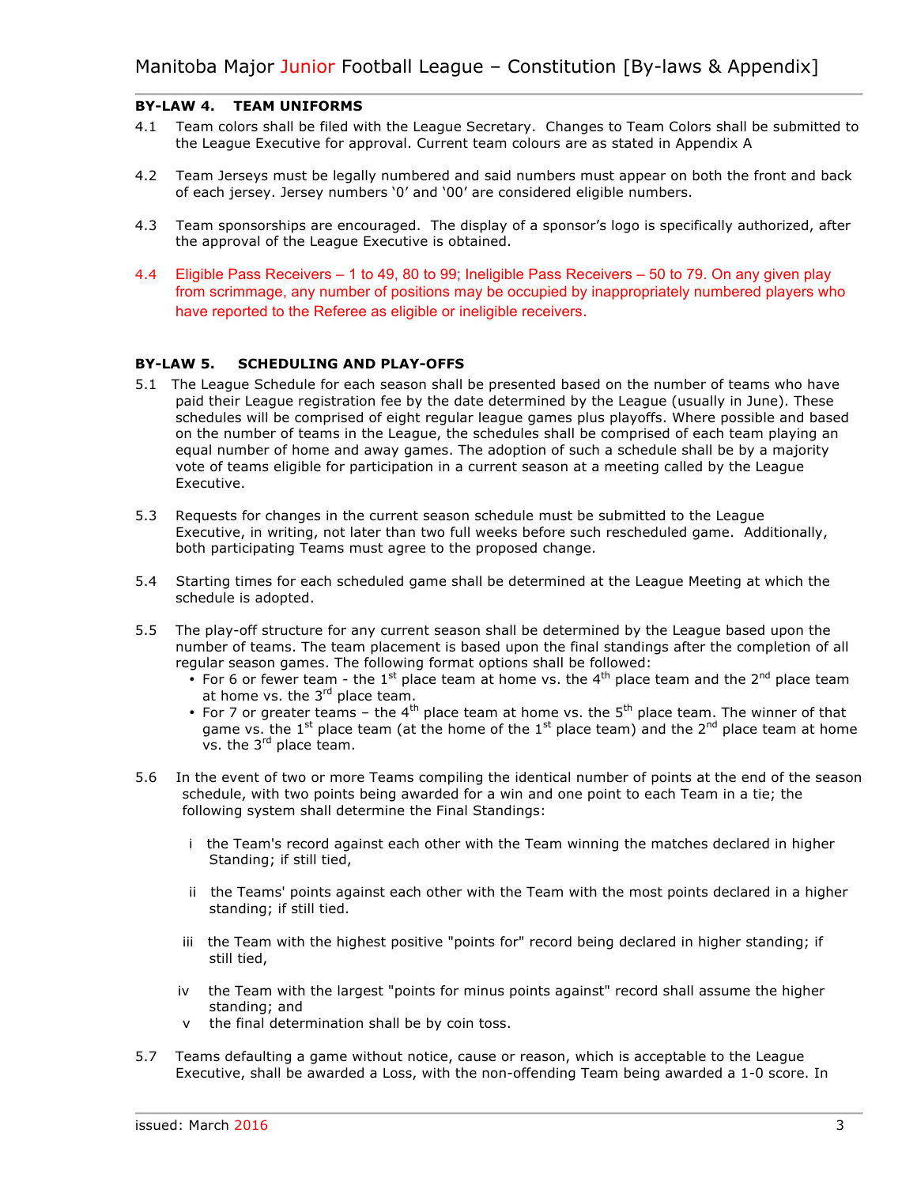### BY-LAW 4. TEAM UNIFORMS

4.1 Team colors shall be filed with the League Secretary. Changes to Team Colors shall be submitted to the League Executive for approval. Current team colours are as stated in Appendix A

4.2 Team Jerseys must be legally numbered and said numbers must appear on both the front and back of each jersey. Jersey numbers '0' and '00' are considered eligible numbers.

4.3 Team sponsorships are encouraged. The display of a sponsor's logo is specifically authorized, after the approval of the League Executive is obtained.

4.4 Eligible Pass Receivers – 1 to 49, 80 to 99; Ineligible Pass Receivers – 50 to 79. On any given play from scrimmage, any number of positions may be occupied by inappropriately numbered players who have reported to the Referee as eligible or ineligible receivers.

### BY-LAW 5. SCHEDULING AND PLAY-OFFS

5.1 The League Schedule for each season shall be presented based on the number of teams who have paid their League registration fee by the date determined by the League (usually in June). These schedules will be comprised of eight regular league games plus playoffs. Where possible and based on the number of teams in the League, the schedules shall be comprised of each team playing an equal number of home and away games. The adoption of such a schedule shall be by a majority vote of teams eligible for participation in a current season at a meeting called by the League Executive.

5.3 Requests for changes in the current season schedule must be submitted to the League Executive, in writing, not later than two full weeks before such rescheduled game. Additionally, both participating Teams must agree to the proposed change.

5.4 Starting times for each scheduled game shall be determined at the League Meeting at which the schedule is adopted.

5.5 The play-off structure for any current season shall be determined by the League based upon the number of teams. The team placement is based upon the final standings after the completion of all regular season games. The following format options shall be followed:

- For 6 or fewer team - the 1st place team at home vs. the 4th place team and the 2nd place team at home vs. the 3rd place team.
- For 7 or greater teams – the 4th place team at home vs. the 5th place team. The winner of that game vs. the 1st place team (at the home of the 1st place team) and the 2nd place team at home vs. the 3rd place team.

5.6 In the event of two or more Teams compiling the identical number of points at the end of the season schedule, with two points being awarded for a win and one point to each Team in a tie; the following system shall determine the Final Standings:

i the Team's record against each other with the Team winning the matches declared in higher Standing; if still tied,

ii the Teams' points against each other with the Team with the most points declared in a higher standing; if still tied.

iii the Team with the highest positive "points for" record being declared in higher standing; if still tied,

iv the Team with the largest "points for minus points against" record shall assume the higher standing; and

v the final determination shall be by coin toss.

5.7 Teams defaulting a game without notice, cause or reason, which is acceptable to the League Executive, shall be awarded a Loss, with the non-offending Team being awarded a 1-0 score. In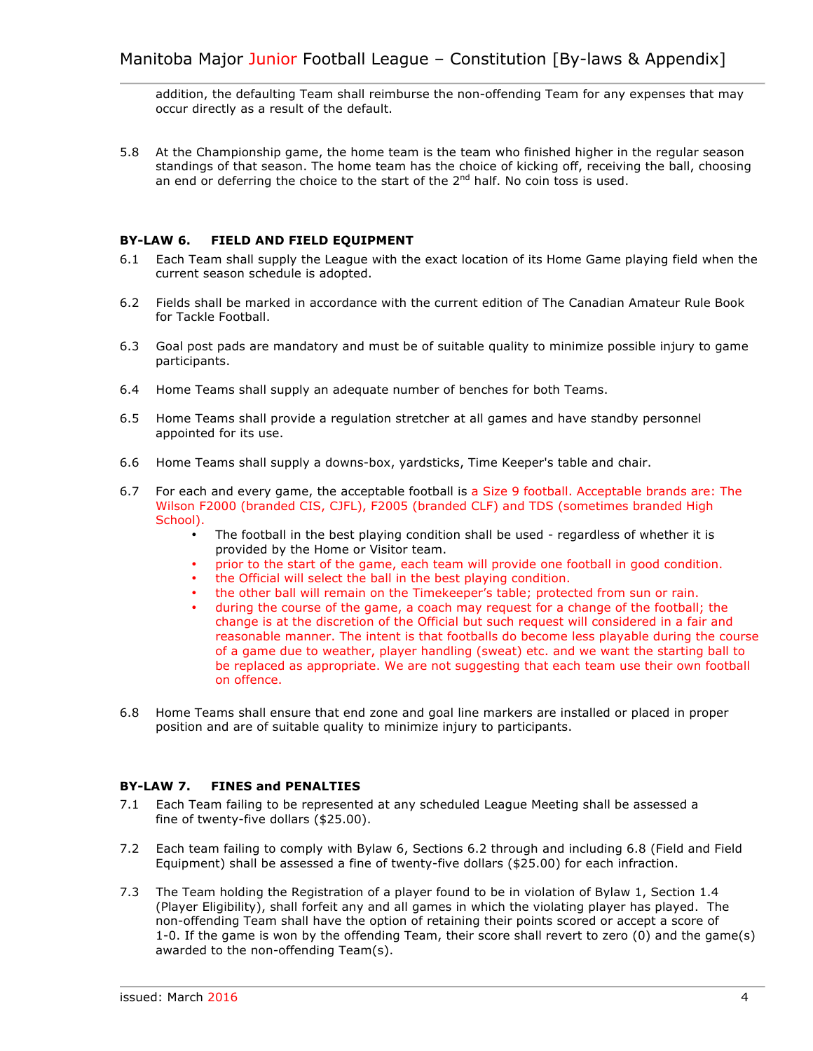addition, the defaulting Team shall reimburse the non-offending Team for any expenses that may occur directly as a result of the default.

5.8 At the Championship game, the home team is the team who finished higher in the regular season standings of that season. The home team has the choice of kicking off, receiving the ball, choosing an end or deferring the choice to the start of the 2nd half. No coin toss is used.

### BY-LAW 6. FIELD AND FIELD EQUIPMENT

6.1 Each Team shall supply the League with the exact location of its Home Game playing field when the current season schedule is adopted.

6.2 Fields shall be marked in accordance with the current edition of The Canadian Amateur Rule Book for Tackle Football.

6.3 Goal post pads are mandatory and must be of suitable quality to minimize possible injury to game participants.

6.4 Home Teams shall supply an adequate number of benches for both Teams.

6.5 Home Teams shall provide a regulation stretcher at all games and have standby personnel appointed for its use.

6.6 Home Teams shall supply a downs-box, yardsticks, Time Keeper's table and chair.

6.7 For each and every game, the acceptable football is a Size 9 football. Acceptable brands are: The Wilson F2000 (branded CIS, CJFL), F2005 (branded CLF) and TDS (sometimes branded High School).

- The football in the best playing condition shall be used - regardless of whether it is provided by the Home or Visitor team.
- prior to the start of the game, each team will provide one football in good condition.
- the Official will select the ball in the best playing condition.
- the other ball will remain on the Timekeeper's table; protected from sun or rain.
- during the course of the game, a coach may request for a change of the football; the change is at the discretion of the Official but such request will considered in a fair and reasonable manner. The intent is that footballs do become less playable during the course of a game due to weather, player handling (sweat) etc. and we want the starting ball to be replaced as appropriate. We are not suggesting that each team use their own football on offence.

6.8 Home Teams shall ensure that end zone and goal line markers are installed or placed in proper position and are of suitable quality to minimize injury to participants.

### BY-LAW 7. FINES and PENALTIES

7.1 Each Team failing to be represented at any scheduled League Meeting shall be assessed a fine of twenty-five dollars ($25.00).

7.2 Each team failing to comply with Bylaw 6, Sections 6.2 through and including 6.8 (Field and Field Equipment) shall be assessed a fine of twenty-five dollars ($25.00) for each infraction.

7.3 The Team holding the Registration of a player found to be in violation of Bylaw 1, Section 1.4 (Player Eligibility), shall forfeit any and all games in which the violating player has played. The non-offending Team shall have the option of retaining their points scored or accept a score of 1-0. If the game is won by the offending Team, their score shall revert to zero (0) and the game(s) awarded to the non-offending Team(s).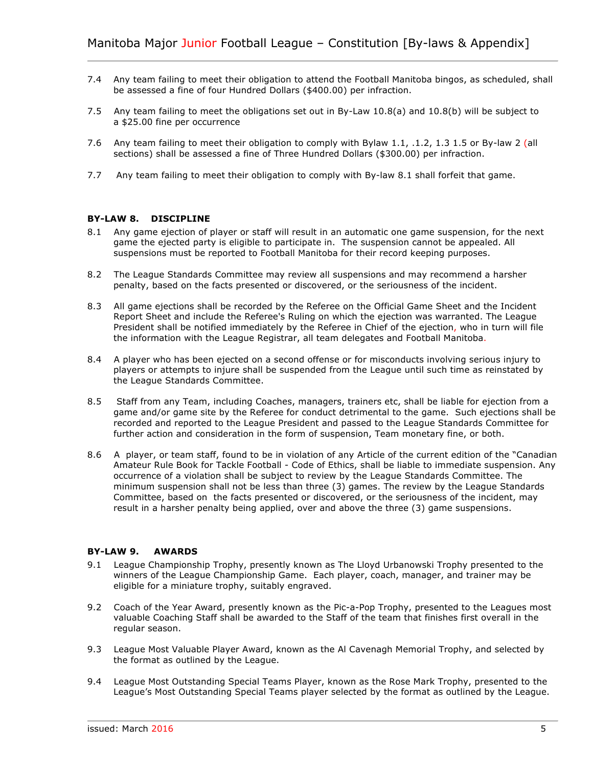7.4 Any team failing to meet their obligation to attend the Football Manitoba bingos, as scheduled, shall be assessed a fine of four Hundred Dollars ($400.00) per infraction.

7.5 Any team failing to meet the obligations set out in By-Law 10.8(a) and 10.8(b) will be subject to a $25.00 fine per occurrence

7.6 Any team failing to meet their obligation to comply with Bylaw 1.1, .1.2, 1.3 1.5 or By-law 2 (all sections) shall be assessed a fine of Three Hundred Dollars ($300.00) per infraction.

7.7 Any team failing to meet their obligation to comply with By-law 8.1 shall forfeit that game.

**BY-LAW 8. DISCIPLINE**

8.1 Any game ejection of player or staff will result in an automatic one game suspension, for the next game the ejected party is eligible to participate in. The suspension cannot be appealed. All suspensions must be reported to Football Manitoba for their record keeping purposes.

8.2 The League Standards Committee may review all suspensions and may recommend a harsher penalty, based on the facts presented or discovered, or the seriousness of the incident.

8.3 All game ejections shall be recorded by the Referee on the Official Game Sheet and the Incident Report Sheet and include the Referee's Ruling on which the ejection was warranted. The League President shall be notified immediately by the Referee in Chief of the ejection, who in turn will file the information with the League Registrar, all team delegates and Football Manitoba.

8.4 A player who has been ejected on a second offense or for misconducts involving serious injury to players or attempts to injure shall be suspended from the League until such time as reinstated by the League Standards Committee.

8.5 Staff from any Team, including Coaches, managers, trainers etc, shall be liable for ejection from a game and/or game site by the Referee for conduct detrimental to the game. Such ejections shall be recorded and reported to the League President and passed to the League Standards Committee for further action and consideration in the form of suspension, Team monetary fine, or both.

8.6 A player, or team staff, found to be in violation of any Article of the current edition of the "Canadian Amateur Rule Book for Tackle Football - Code of Ethics, shall be liable to immediate suspension. Any occurrence of a violation shall be subject to review by the League Standards Committee. The minimum suspension shall not be less than three (3) games. The review by the League Standards Committee, based on the facts presented or discovered, or the seriousness of the incident, may result in a harsher penalty being applied, over and above the three (3) game suspensions.

**BY-LAW 9. AWARDS**

9.1 League Championship Trophy, presently known as The Lloyd Urbanowski Trophy presented to the winners of the League Championship Game. Each player, coach, manager, and trainer may be eligible for a miniature trophy, suitably engraved.

9.2 Coach of the Year Award, presently known as the Pic-a-Pop Trophy, presented to the Leagues most valuable Coaching Staff shall be awarded to the Staff of the team that finishes first overall in the regular season.

9.3 League Most Valuable Player Award, known as the Al Cavenagh Memorial Trophy, and selected by the format as outlined by the League.

9.4 League Most Outstanding Special Teams Player, known as the Rose Mark Trophy, presented to the League's Most Outstanding Special Teams player selected by the format as outlined by the League.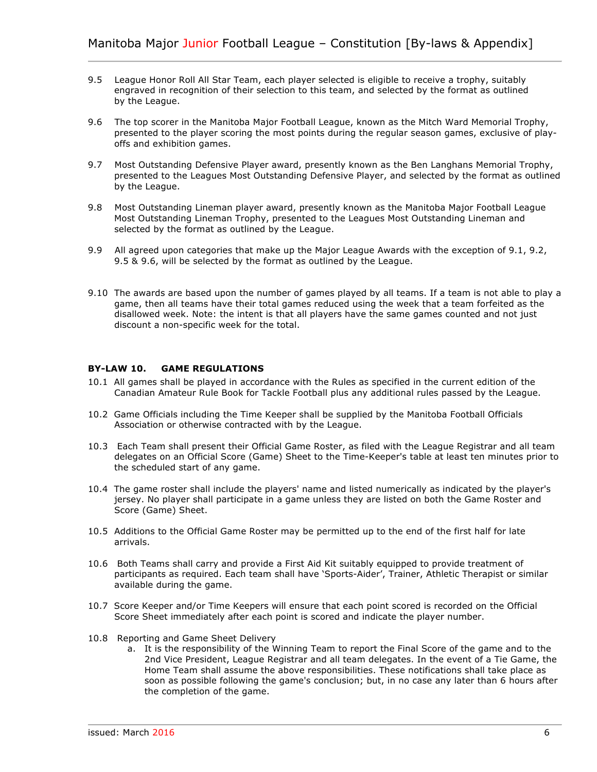9.5 League Honor Roll All Star Team, each player selected is eligible to receive a trophy, suitably engraved in recognition of their selection to this team, and selected by the format as outlined by the League.

9.6 The top scorer in the Manitoba Major Football League, known as the Mitch Ward Memorial Trophy, presented to the player scoring the most points during the regular season games, exclusive of play-offs and exhibition games.

9.7 Most Outstanding Defensive Player award, presently known as the Ben Langhans Memorial Trophy, presented to the Leagues Most Outstanding Defensive Player, and selected by the format as outlined by the League.

9.8 Most Outstanding Lineman player award, presently known as the Manitoba Major Football League Most Outstanding Lineman Trophy, presented to the Leagues Most Outstanding Lineman and selected by the format as outlined by the League.

9.9 All agreed upon categories that make up the Major League Awards with the exception of 9.1, 9.2, 9.5 & 9.6, will be selected by the format as outlined by the League.

9.10 The awards are based upon the number of games played by all teams. If a team is not able to play a game, then all teams have their total games reduced using the week that a team forfeited as the disallowed week. Note: the intent is that all players have the same games counted and not just discount a non-specific week for the total.

**BY-LAW 10. GAME REGULATIONS**

10.1 All games shall be played in accordance with the Rules as specified in the current edition of the Canadian Amateur Rule Book for Tackle Football plus any additional rules passed by the League.

10.2 Game Officials including the Time Keeper shall be supplied by the Manitoba Football Officials Association or otherwise contracted with by the League.

10.3 Each Team shall present their Official Game Roster, as filed with the League Registrar and all team delegates on an Official Score (Game) Sheet to the Time-Keeper's table at least ten minutes prior to the scheduled start of any game.

10.4 The game roster shall include the players' name and listed numerically as indicated by the player's jersey. No player shall participate in a game unless they are listed on both the Game Roster and Score (Game) Sheet.

10.5 Additions to the Official Game Roster may be permitted up to the end of the first half for late arrivals.

10.6 Both Teams shall carry and provide a First Aid Kit suitably equipped to provide treatment of participants as required. Each team shall have 'Sports-Aider', Trainer, Athletic Therapist or similar available during the game.

10.7 Score Keeper and/or Time Keepers will ensure that each point scored is recorded on the Official Score Sheet immediately after each point is scored and indicate the player number.

10.8 Reporting and Game Sheet Delivery

   a. It is the responsibility of the Winning Team to report the Final Score of the game and to the 2nd Vice President, League Registrar and all team delegates. In the event of a Tie Game, the Home Team shall assume the above responsibilities. These notifications shall take place as soon as possible following the game's conclusion; but, in no case any later than 6 hours after the completion of the game.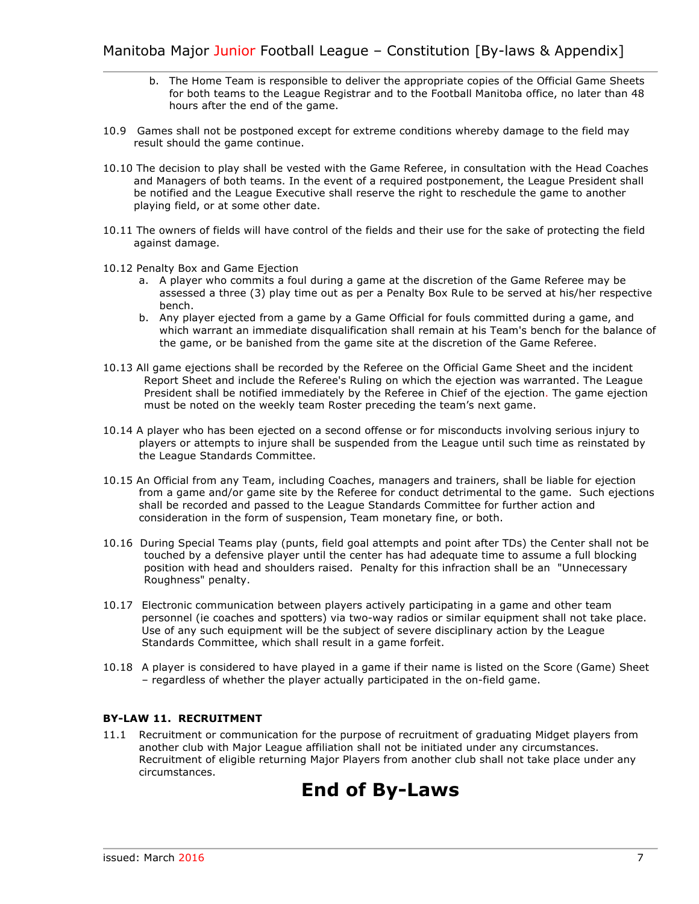b. The Home Team is responsible to deliver the appropriate copies of the Official Game Sheets for both teams to the League Registrar and to the Football Manitoba office, no later than 48 hours after the end of the game.

10.9 Games shall not be postponed except for extreme conditions whereby damage to the field may result should the game continue.

10.10 The decision to play shall be vested with the Game Referee, in consultation with the Head Coaches and Managers of both teams. In the event of a required postponement, the League President shall be notified and the League Executive shall reserve the right to reschedule the game to another playing field, or at some other date.

10.11 The owners of fields will have control of the fields and their use for the sake of protecting the field against damage.

10.12 Penalty Box and Game Ejection

a. A player who commits a foul during a game at the discretion of the Game Referee may be assessed a three (3) play time out as per a Penalty Box Rule to be served at his/her respective bench.

b. Any player ejected from a game by a Game Official for fouls committed during a game, and which warrant an immediate disqualification shall remain at his Team's bench for the balance of the game, or be banished from the game site at the discretion of the Game Referee.

10.13 All game ejections shall be recorded by the Referee on the Official Game Sheet and the incident Report Sheet and include the Referee's Ruling on which the ejection was warranted. The League President shall be notified immediately by the Referee in Chief of the ejection. The game ejection must be noted on the weekly team Roster preceding the team's next game.

10.14 A player who has been ejected on a second offense or for misconducts involving serious injury to players or attempts to injure shall be suspended from the League until such time as reinstated by the League Standards Committee.

10.15 An Official from any Team, including Coaches, managers and trainers, shall be liable for ejection from a game and/or game site by the Referee for conduct detrimental to the game. Such ejections shall be recorded and passed to the League Standards Committee for further action and consideration in the form of suspension, Team monetary fine, or both.

10.16 During Special Teams play (punts, field goal attempts and point after TDs) the Center shall not be touched by a defensive player until the center has had adequate time to assume a full blocking position with head and shoulders raised. Penalty for this infraction shall be an "Unnecessary Roughness" penalty.

10.17 Electronic communication between players actively participating in a game and other team personnel (ie coaches and spotters) via two-way radios or similar equipment shall not take place. Use of any such equipment will be the subject of severe disciplinary action by the League Standards Committee, which shall result in a game forfeit.

10.18 A player is considered to have played in a game if their name is listed on the Score (Game) Sheet – regardless of whether the player actually participated in the on-field game.

**BY-LAW 11. RECRUITMENT**

11.1 Recruitment or communication for the purpose of recruitment of graduating Midget players from another club with Major League affiliation shall not be initiated under any circumstances. Recruitment of eligible returning Major Players from another club shall not take place under any circumstances.

# End of By-Laws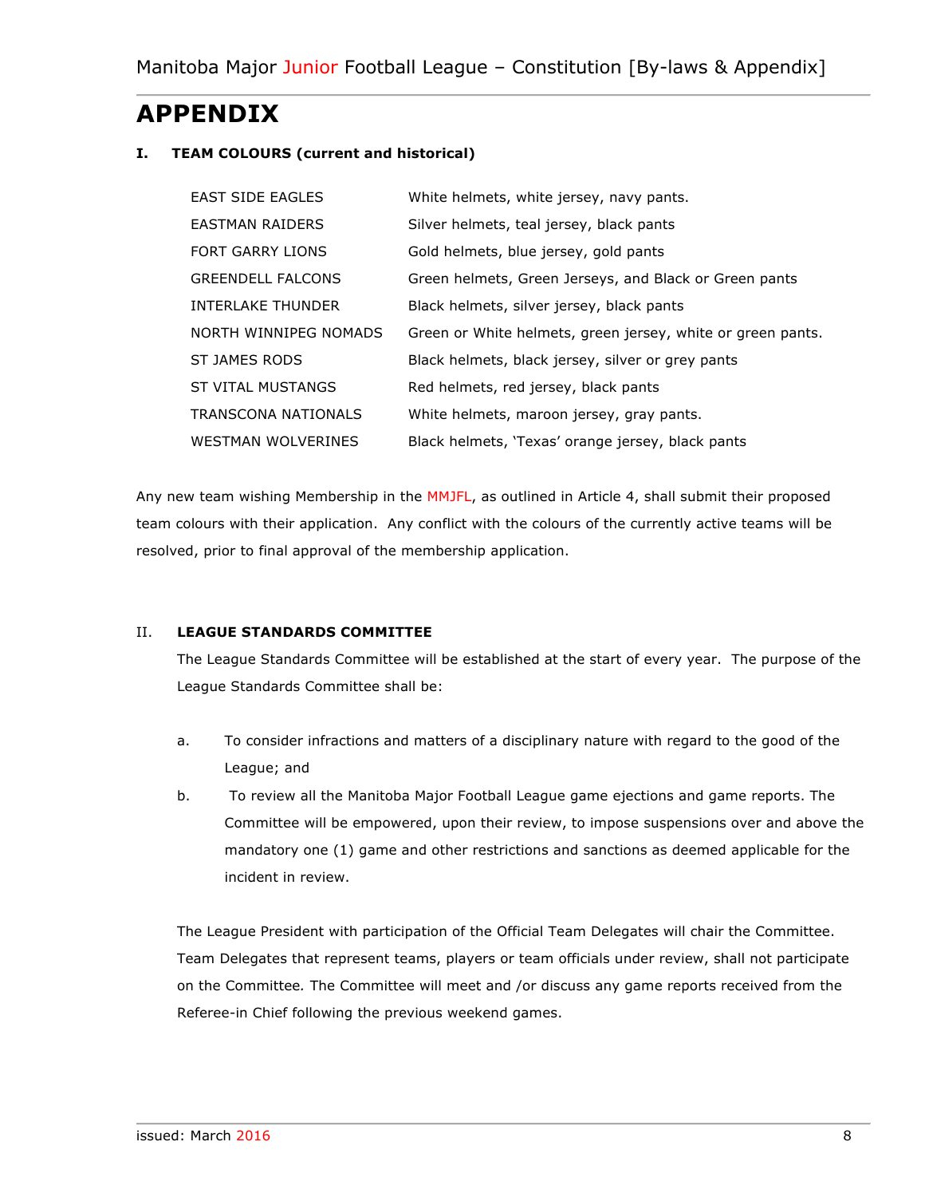# APPENDIX

**I. TEAM COLOURS (current and historical)**

| | |
|---|---|
| EAST SIDE EAGLES | White helmets, white jersey, navy pants. |
| EASTMAN RAIDERS | Silver helmets, teal jersey, black pants |
| FORT GARRY LIONS | Gold helmets, blue jersey, gold pants |
| GREENDELL FALCONS | Green helmets, Green Jerseys, and Black or Green pants |
| INTERLAKE THUNDER | Black helmets, silver jersey, black pants |
| NORTH WINNIPEG NOMADS | Green or White helmets, green jersey, white or green pants. |
| ST JAMES RODS | Black helmets, black jersey, silver or grey pants |
| ST VITAL MUSTANGS | Red helmets, red jersey, black pants |
| TRANSCONA NATIONALS | White helmets, maroon jersey, gray pants. |
| WESTMAN WOLVERINES | Black helmets, 'Texas' orange jersey, black pants |

Any new team wishing Membership in the MMJFL, as outlined in Article 4, shall submit their proposed team colours with their application. Any conflict with the colours of the currently active teams will be resolved, prior to final approval of the membership application.

II. **LEAGUE STANDARDS COMMITTEE**

The League Standards Committee will be established at the start of every year. The purpose of the League Standards Committee shall be:

a. To consider infractions and matters of a disciplinary nature with regard to the good of the League; and

b. To review all the Manitoba Major Football League game ejections and game reports. The Committee will be empowered, upon their review, to impose suspensions over and above the mandatory one (1) game and other restrictions and sanctions as deemed applicable for the incident in review.

The League President with participation of the Official Team Delegates will chair the Committee. Team Delegates that represent teams, players or team officials under review, shall not participate on the Committee. The Committee will meet and /or discuss any game reports received from the Referee-in Chief following the previous weekend games.